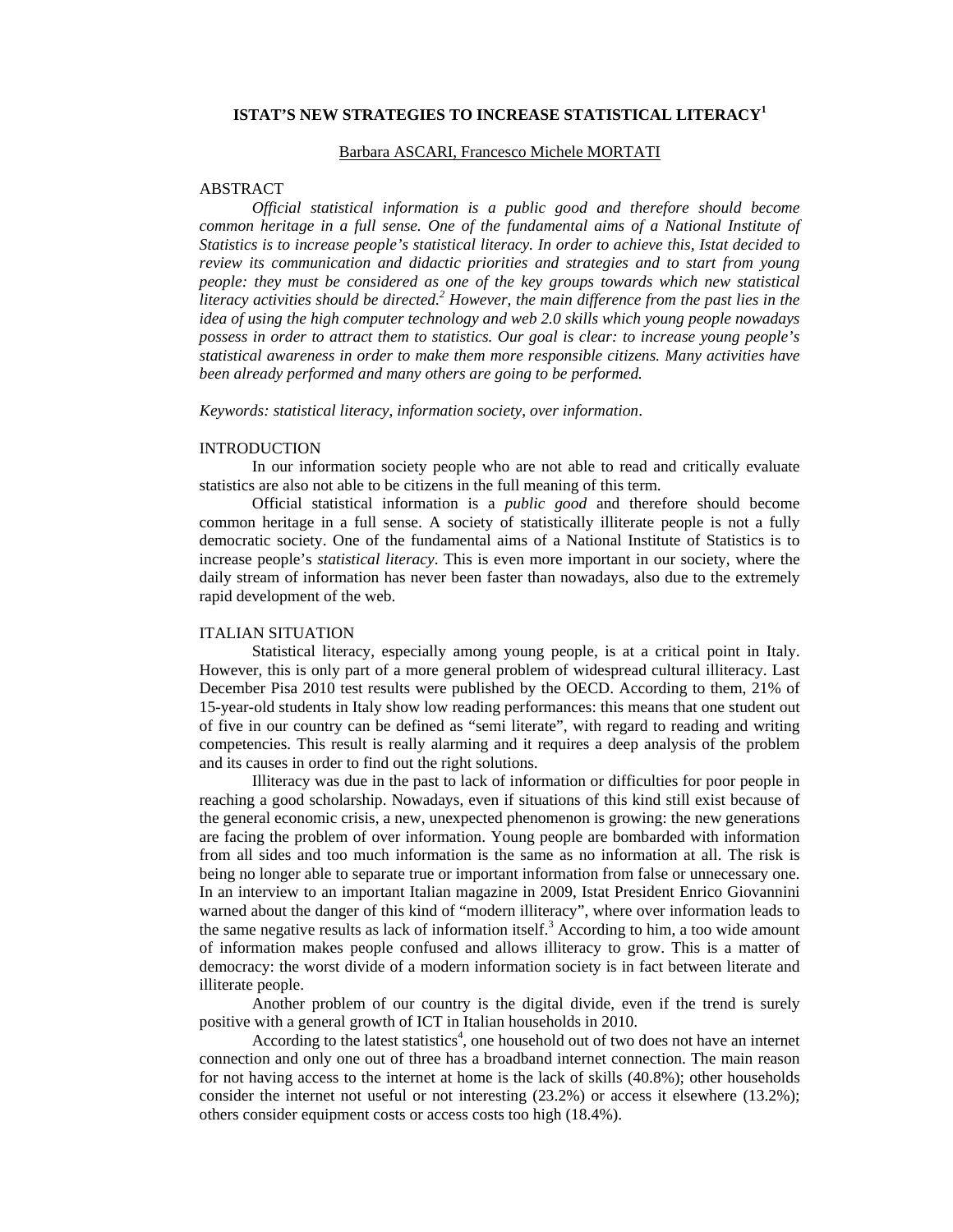# ISTAT'S NEW STRATEGIES TO INCREASE STATISTICAL LITERACY[1]

Barbara ASCARI, Francesco Michele MORTATI

## ABSTRACT

*Official statistical information is a public good and therefore should become common heritage in a full sense. One of the fundamental aims of a National Institute of Statistics is to increase people's statistical literacy. In order to achieve this, Istat decided to review its communication and didactic priorities and strategies and to start from young people: they must be considered as one of the key groups towards which new statistical literacy activities should be directed.[2] However, the main difference from the past lies in the idea of using the high computer technology and web 2.0 skills which young people nowadays possess in order to attract them to statistics. Our goal is clear: to increase young people's statistical awareness in order to make them more responsible citizens. Many activities have been already performed and many others are going to be performed.*

*Keywords: statistical literacy, information society, over information*.

## INTRODUCTION

In our information society people who are not able to read and critically evaluate statistics are also not able to be citizens in the full meaning of this term.

Official statistical information is a *public good* and therefore should become common heritage in a full sense. A society of statistically illiterate people is not a fully democratic society. One of the fundamental aims of a National Institute of Statistics is to increase people's *statistical literacy*. This is even more important in our society, where the daily stream of information has never been faster than nowadays, also due to the extremely rapid development of the web.

## ITALIAN SITUATION

Statistical literacy, especially among young people, is at a critical point in Italy. However, this is only part of a more general problem of widespread cultural illiteracy. Last December Pisa 2010 test results were published by the OECD. According to them, 21% of 15-year-old students in Italy show low reading performances: this means that one student out of five in our country can be defined as "semi literate", with regard to reading and writing competencies. This result is really alarming and it requires a deep analysis of the problem and its causes in order to find out the right solutions.

Illiteracy was due in the past to lack of information or difficulties for poor people in reaching a good scholarship. Nowadays, even if situations of this kind still exist because of the general economic crisis, a new, unexpected phenomenon is growing: the new generations are facing the problem of over information. Young people are bombarded with information from all sides and too much information is the same as no information at all. The risk is being no longer able to separate true or important information from false or unnecessary one. In an interview to an important Italian magazine in 2009, Istat President Enrico Giovannini warned about the danger of this kind of "modern illiteracy", where over information leads to the same negative results as lack of information itself.[3] According to him, a too wide amount of information makes people confused and allows illiteracy to grow. This is a matter of democracy: the worst divide of a modern information society is in fact between literate and illiterate people.

Another problem of our country is the digital divide, even if the trend is surely positive with a general growth of ICT in Italian households in 2010.

According to the latest statistics[4], one household out of two does not have an internet connection and only one out of three has a broadband internet connection. The main reason for not having access to the internet at home is the lack of skills (40.8%); other households consider the internet not useful or not interesting (23.2%) or access it elsewhere (13.2%); others consider equipment costs or access costs too high (18.4%).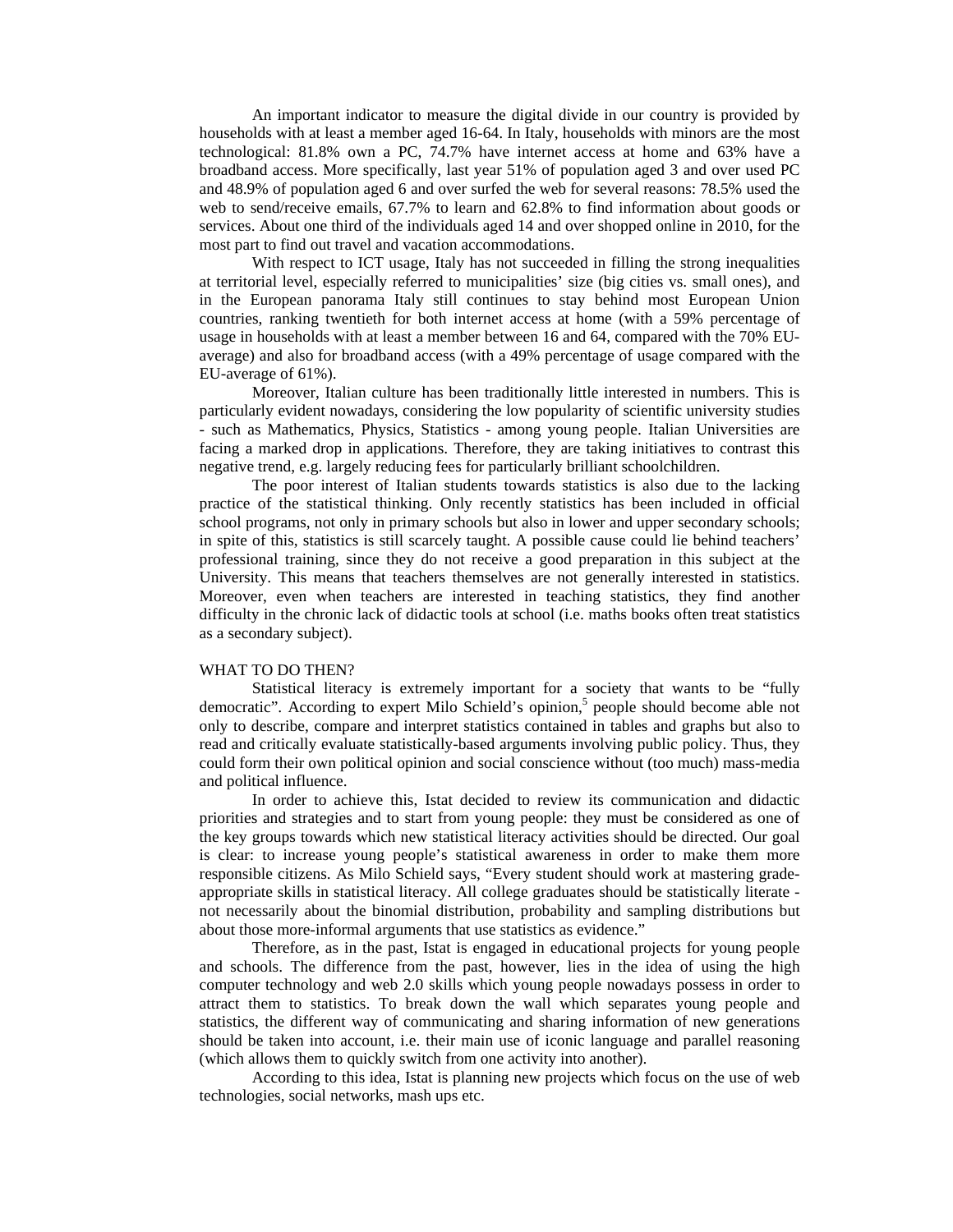An important indicator to measure the digital divide in our country is provided by households with at least a member aged 16-64. In Italy, households with minors are the most technological: 81.8% own a PC, 74.7% have internet access at home and 63% have a broadband access. More specifically, last year 51% of population aged 3 and over used PC and 48.9% of population aged 6 and over surfed the web for several reasons: 78.5% used the web to send/receive emails, 67.7% to learn and 62.8% to find information about goods or services. About one third of the individuals aged 14 and over shopped online in 2010, for the most part to find out travel and vacation accommodations.

With respect to ICT usage, Italy has not succeeded in filling the strong inequalities at territorial level, especially referred to municipalities' size (big cities vs. small ones), and in the European panorama Italy still continues to stay behind most European Union countries, ranking twentieth for both internet access at home (with a 59% percentage of usage in households with at least a member between 16 and 64, compared with the 70% EU-average) and also for broadband access (with a 49% percentage of usage compared with the EU-average of 61%).

Moreover, Italian culture has been traditionally little interested in numbers. This is particularly evident nowadays, considering the low popularity of scientific university studies - such as Mathematics, Physics, Statistics - among young people. Italian Universities are facing a marked drop in applications. Therefore, they are taking initiatives to contrast this negative trend, e.g. largely reducing fees for particularly brilliant schoolchildren.

The poor interest of Italian students towards statistics is also due to the lacking practice of the statistical thinking. Only recently statistics has been included in official school programs, not only in primary schools but also in lower and upper secondary schools; in spite of this, statistics is still scarcely taught. A possible cause could lie behind teachers' professional training, since they do not receive a good preparation in this subject at the University. This means that teachers themselves are not generally interested in statistics. Moreover, even when teachers are interested in teaching statistics, they find another difficulty in the chronic lack of didactic tools at school (i.e. maths books often treat statistics as a secondary subject).

WHAT TO DO THEN?

Statistical literacy is extremely important for a society that wants to be "fully democratic". According to expert Milo Schield's opinion,[5] people should become able not only to describe, compare and interpret statistics contained in tables and graphs but also to read and critically evaluate statistically-based arguments involving public policy. Thus, they could form their own political opinion and social conscience without (too much) mass-media and political influence.

In order to achieve this, Istat decided to review its communication and didactic priorities and strategies and to start from young people: they must be considered as one of the key groups towards which new statistical literacy activities should be directed. Our goal is clear: to increase young people's statistical awareness in order to make them more responsible citizens. As Milo Schield says, "Every student should work at mastering grade-appropriate skills in statistical literacy. All college graduates should be statistically literate - not necessarily about the binomial distribution, probability and sampling distributions but about those more-informal arguments that use statistics as evidence."

Therefore, as in the past, Istat is engaged in educational projects for young people and schools. The difference from the past, however, lies in the idea of using the high computer technology and web 2.0 skills which young people nowadays possess in order to attract them to statistics. To break down the wall which separates young people and statistics, the different way of communicating and sharing information of new generations should be taken into account, i.e. their main use of iconic language and parallel reasoning (which allows them to quickly switch from one activity into another).

According to this idea, Istat is planning new projects which focus on the use of web technologies, social networks, mash ups etc.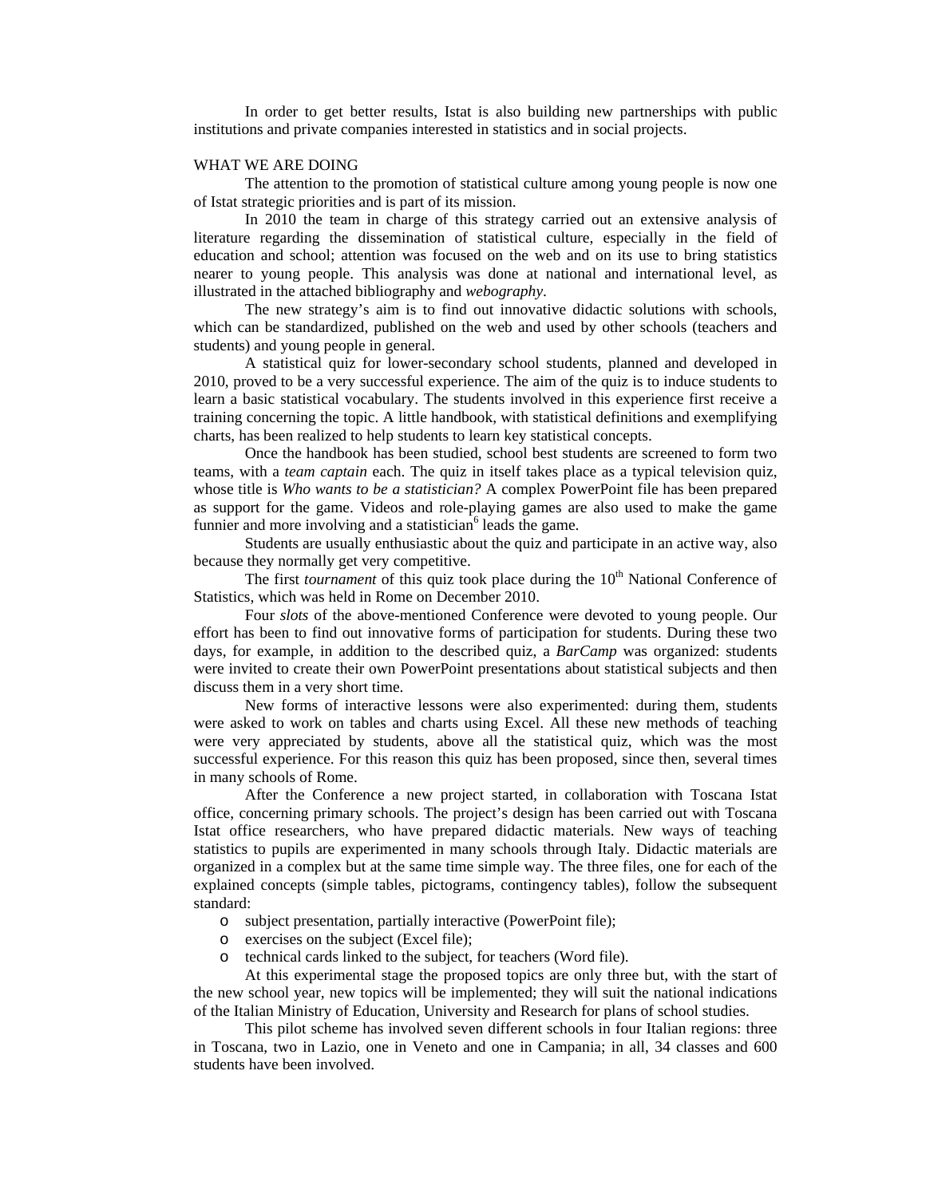In order to get better results, Istat is also building new partnerships with public institutions and private companies interested in statistics and in social projects.

## WHAT WE ARE DOING

The attention to the promotion of statistical culture among young people is now one of Istat strategic priorities and is part of its mission.

In 2010 the team in charge of this strategy carried out an extensive analysis of literature regarding the dissemination of statistical culture, especially in the field of education and school; attention was focused on the web and on its use to bring statistics nearer to young people. This analysis was done at national and international level, as illustrated in the attached bibliography and *webography*.

The new strategy's aim is to find out innovative didactic solutions with schools, which can be standardized, published on the web and used by other schools (teachers and students) and young people in general.

A statistical quiz for lower-secondary school students, planned and developed in 2010, proved to be a very successful experience. The aim of the quiz is to induce students to learn a basic statistical vocabulary. The students involved in this experience first receive a training concerning the topic. A little handbook, with statistical definitions and exemplifying charts, has been realized to help students to learn key statistical concepts.

Once the handbook has been studied, school best students are screened to form two teams, with a *team captain* each. The quiz in itself takes place as a typical television quiz, whose title is *Who wants to be a statistician?* A complex PowerPoint file has been prepared as support for the game. Videos and role-playing games are also used to make the game funnier and more involving and a statistician[6] leads the game.

Students are usually enthusiastic about the quiz and participate in an active way, also because they normally get very competitive.

The first *tournament* of this quiz took place during the 10th National Conference of Statistics, which was held in Rome on December 2010.

Four *slots* of the above-mentioned Conference were devoted to young people. Our effort has been to find out innovative forms of participation for students. During these two days, for example, in addition to the described quiz, a *BarCamp* was organized: students were invited to create their own PowerPoint presentations about statistical subjects and then discuss them in a very short time.

New forms of interactive lessons were also experimented: during them, students were asked to work on tables and charts using Excel. All these new methods of teaching were very appreciated by students, above all the statistical quiz, which was the most successful experience. For this reason this quiz has been proposed, since then, several times in many schools of Rome.

After the Conference a new project started, in collaboration with Toscana Istat office, concerning primary schools. The project's design has been carried out with Toscana Istat office researchers, who have prepared didactic materials. New ways of teaching statistics to pupils are experimented in many schools through Italy. Didactic materials are organized in a complex but at the same time simple way. The three files, one for each of the explained concepts (simple tables, pictograms, contingency tables), follow the subsequent standard:

- subject presentation, partially interactive (PowerPoint file);
- exercises on the subject (Excel file);
- technical cards linked to the subject, for teachers (Word file).

At this experimental stage the proposed topics are only three but, with the start of the new school year, new topics will be implemented; they will suit the national indications of the Italian Ministry of Education, University and Research for plans of school studies.

This pilot scheme has involved seven different schools in four Italian regions: three in Toscana, two in Lazio, one in Veneto and one in Campania; in all, 34 classes and 600 students have been involved.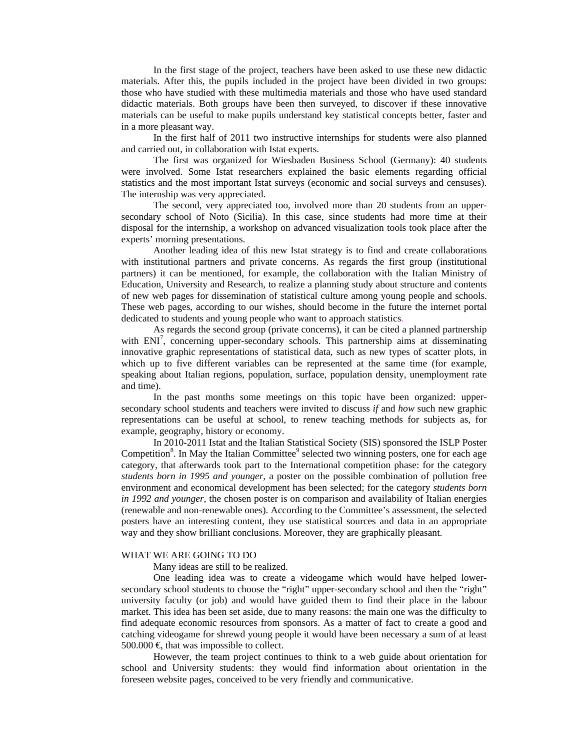In the first stage of the project, teachers have been asked to use these new didactic materials. After this, the pupils included in the project have been divided in two groups: those who have studied with these multimedia materials and those who have used standard didactic materials. Both groups have been then surveyed, to discover if these innovative materials can be useful to make pupils understand key statistical concepts better, faster and in a more pleasant way.

In the first half of 2011 two instructive internships for students were also planned and carried out, in collaboration with Istat experts.

The first was organized for Wiesbaden Business School (Germany): 40 students were involved. Some Istat researchers explained the basic elements regarding official statistics and the most important Istat surveys (economic and social surveys and censuses). The internship was very appreciated.

The second, very appreciated too, involved more than 20 students from an upper-secondary school of Noto (Sicilia). In this case, since students had more time at their disposal for the internship, a workshop on advanced visualization tools took place after the experts' morning presentations.

Another leading idea of this new Istat strategy is to find and create collaborations with institutional partners and private concerns. As regards the first group (institutional partners) it can be mentioned, for example, the collaboration with the Italian Ministry of Education, University and Research, to realize a planning study about structure and contents of new web pages for dissemination of statistical culture among young people and schools. These web pages, according to our wishes, should become in the future the internet portal dedicated to students and young people who want to approach statistics.

As regards the second group (private concerns), it can be cited a planned partnership with ENI[7], concerning upper-secondary schools. This partnership aims at disseminating innovative graphic representations of statistical data, such as new types of scatter plots, in which up to five different variables can be represented at the same time (for example, speaking about Italian regions, population, surface, population density, unemployment rate and time).

In the past months some meetings on this topic have been organized: upper-secondary school students and teachers were invited to discuss *if* and *how* such new graphic representations can be useful at school, to renew teaching methods for subjects as, for example, geography, history or economy.

In 2010-2011 Istat and the Italian Statistical Society (SIS) sponsored the ISLP Poster Competition[8]. In May the Italian Committee[9] selected two winning posters, one for each age category, that afterwards took part to the International competition phase: for the category *students born in 1995 and younger*, a poster on the possible combination of pollution free environment and economical development has been selected; for the category *students born in 1992 and younger*, the chosen poster is on comparison and availability of Italian energies (renewable and non-renewable ones). According to the Committee's assessment, the selected posters have an interesting content, they use statistical sources and data in an appropriate way and they show brilliant conclusions. Moreover, they are graphically pleasant.

## WHAT WE ARE GOING TO DO

Many ideas are still to be realized.

One leading idea was to create a videogame which would have helped lower-secondary school students to choose the "right" upper-secondary school and then the "right" university faculty (or job) and would have guided them to find their place in the labour market. This idea has been set aside, due to many reasons: the main one was the difficulty to find adequate economic resources from sponsors. As a matter of fact to create a good and catching videogame for shrewd young people it would have been necessary a sum of at least 500.000 €, that was impossible to collect.

However, the team project continues to think to a web guide about orientation for school and University students: they would find information about orientation in the foreseen website pages, conceived to be very friendly and communicative.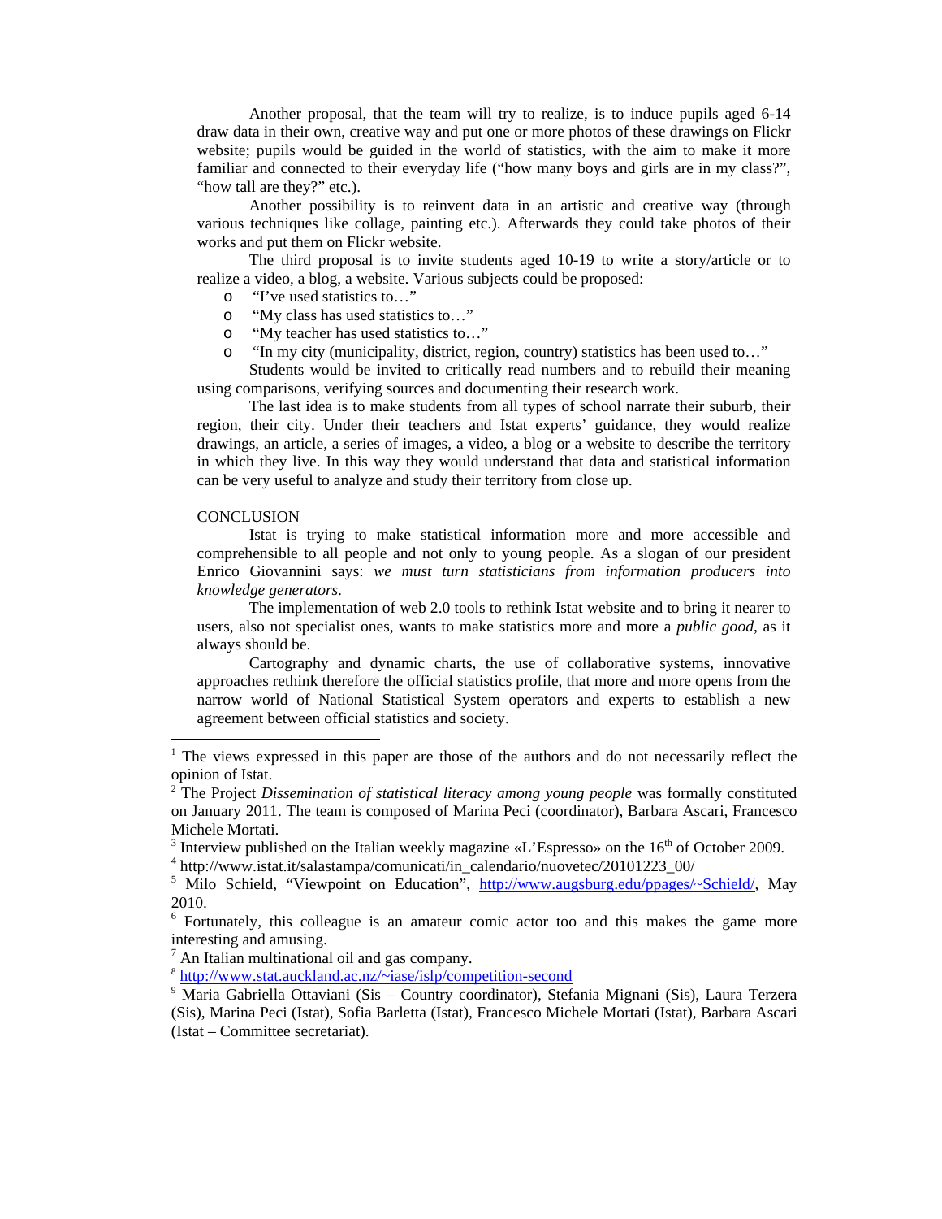Another proposal, that the team will try to realize, is to induce pupils aged 6-14 draw data in their own, creative way and put one or more photos of these drawings on Flickr website; pupils would be guided in the world of statistics, with the aim to make it more familiar and connected to their everyday life ("how many boys and girls are in my class?", "how tall are they?" etc.).

Another possibility is to reinvent data in an artistic and creative way (through various techniques like collage, painting etc.). Afterwards they could take photos of their works and put them on Flickr website.

The third proposal is to invite students aged 10-19 to write a story/article or to realize a video, a blog, a website. Various subjects could be proposed:

- "I've used statistics to…"
- "My class has used statistics to…"
- "My teacher has used statistics to…"
- "In my city (municipality, district, region, country) statistics has been used to…"

Students would be invited to critically read numbers and to rebuild their meaning using comparisons, verifying sources and documenting their research work.

The last idea is to make students from all types of school narrate their suburb, their region, their city. Under their teachers and Istat experts' guidance, they would realize drawings, an article, a series of images, a video, a blog or a website to describe the territory in which they live. In this way they would understand that data and statistical information can be very useful to analyze and study their territory from close up.

## CONCLUSION

Istat is trying to make statistical information more and more accessible and comprehensible to all people and not only to young people. As a slogan of our president Enrico Giovannini says: *we must turn statisticians from information producers into knowledge generators*.

The implementation of web 2.0 tools to rethink Istat website and to bring it nearer to users, also not specialist ones, wants to make statistics more and more a *public good*, as it always should be.

Cartography and dynamic charts, the use of collaborative systems, innovative approaches rethink therefore the official statistics profile, that more and more opens from the narrow world of National Statistical System operators and experts to establish a new agreement between official statistics and society.

---

[1] The views expressed in this paper are those of the authors and do not necessarily reflect the opinion of Istat.

[2] The Project *Dissemination of statistical literacy among young people* was formally constituted on January 2011. The team is composed of Marina Peci (coordinator), Barbara Ascari, Francesco Michele Mortati.

[3] Interview published on the Italian weekly magazine «L'Espresso» on the 16th of October 2009.

[4] http://www.istat.it/salastampa/comunicati/in_calendario/nuovetec/20101223_00/

[5] Milo Schield, "Viewpoint on Education", http://www.augsburg.edu/ppages/~Schield/, May 2010.

[6] Fortunately, this colleague is an amateur comic actor too and this makes the game more interesting and amusing.

[7] An Italian multinational oil and gas company.

[8] http://www.stat.auckland.ac.nz/~iase/islp/competition-second

[9] Maria Gabriella Ottaviani (Sis – Country coordinator), Stefania Mignani (Sis), Laura Terzera (Sis), Marina Peci (Istat), Sofia Barletta (Istat), Francesco Michele Mortati (Istat), Barbara Ascari (Istat – Committee secretariat).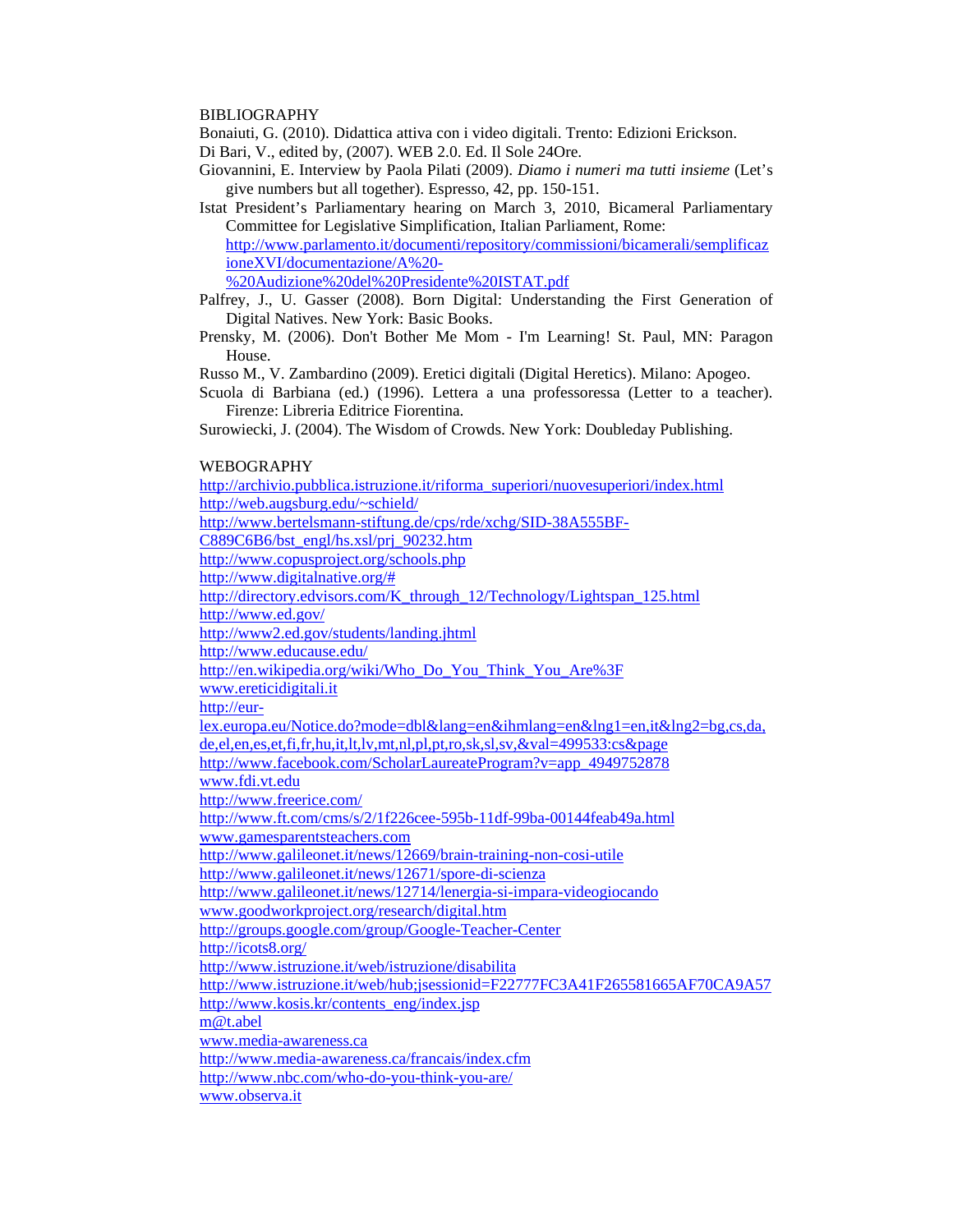BIBLIOGRAPHY

Bonaiuti, G. (2010). Didattica attiva con i video digitali. Trento: Edizioni Erickson.

Di Bari, V., edited by, (2007). WEB 2.0. Ed. Il Sole 24Ore.

Giovannini, E. Interview by Paola Pilati (2009). *Diamo i numeri ma tutti insieme* (Let's give numbers but all together). Espresso, 42, pp. 150-151.

Istat President's Parliamentary hearing on March 3, 2010, Bicameral Parliamentary Committee for Legislative Simplification, Italian Parliament, Rome: http://www.parlamento.it/documenti/repository/commissioni/bicamerali/semplificazioneXVI/documentazione/A%20-%20Audizione%20del%20Presidente%20ISTAT.pdf

Palfrey, J., U. Gasser (2008). Born Digital: Understanding the First Generation of Digital Natives. New York: Basic Books.

Prensky, M. (2006). Don't Bother Me Mom - I'm Learning! St. Paul, MN: Paragon House.

Russo M., V. Zambardino (2009). Eretici digitali (Digital Heretics). Milano: Apogeo.

Scuola di Barbiana (ed.) (1996). Lettera a una professoressa (Letter to a teacher). Firenze: Libreria Editrice Fiorentina.

Surowiecki, J. (2004). The Wisdom of Crowds. New York: Doubleday Publishing.

WEBOGRAPHY

http://archivio.pubblica.istruzione.it/riforma_superiori/nuovesuperiori/index.html
http://web.augsburg.edu/~schield/
http://www.bertelsmann-stiftung.de/cps/rde/xchg/SID-38A555BF-C889C6B6/bst_engl/hs.xsl/prj_90232.htm
http://www.copusproject.org/schools.php
http://www.digitalnative.org/#
http://directory.edvisors.com/K_through_12/Technology/Lightspan_125.html
http://www.ed.gov/
http://www2.ed.gov/students/landing.jhtml
http://www.educause.edu/
http://en.wikipedia.org/wiki/Who_Do_You_Think_You_Are%3F
www.ereticidigitali.it
http://eur-lex.europa.eu/Notice.do?mode=dbl&lang=en&ihmlang=en&lng1=en,it&lng2=bg,cs,da,de,el,en,es,et,fi,fr,hu,it,lt,lv,mt,nl,pl,pt,ro,sk,sl,sv,&val=499533:cs&page
http://www.facebook.com/ScholarLaureateProgram?v=app_4949752878
www.fdi.vt.edu
http://www.freerice.com/
http://www.ft.com/cms/s/2/1f226cee-595b-11df-99ba-00144feab49a.html
www.gamesparentsteachers.com
http://www.galileonet.it/news/12669/brain-training-non-cosi-utile
http://www.galileonet.it/news/12671/spore-di-scienza
http://www.galileonet.it/news/12714/lenergia-si-impara-videogiocando
www.goodworkproject.org/research/digital.htm
http://groups.google.com/group/Google-Teacher-Center
http://icots8.org/
http://www.istruzione.it/web/istruzione/disabilita
http://www.istruzione.it/web/hub;jsessionid=F22777FC3A41F265581665AF70CA9A57
http://www.kosis.kr/contents_eng/index.jsp
m@t.abel
www.media-awareness.ca
http://www.media-awareness.ca/francais/index.cfm
http://www.nbc.com/who-do-you-think-you-are/
www.observa.it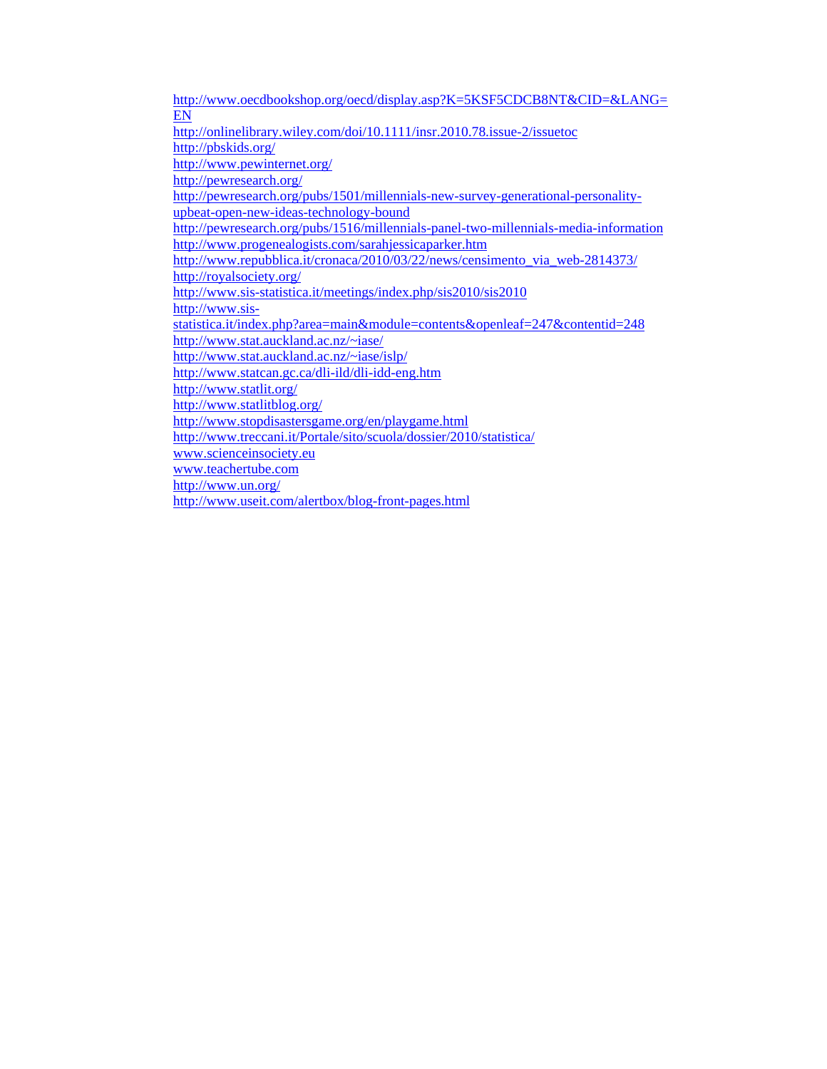http://www.oecdbookshop.org/oecd/display.asp?K=5KSF5CDCB8NT&CID=&LANG=EN
http://onlinelibrary.wiley.com/doi/10.1111/insr.2010.78.issue-2/issuetoc
http://pbskids.org/
http://www.pewinternet.org/
http://pewresearch.org/
http://pewresearch.org/pubs/1501/millennials-new-survey-generational-personality-upbeat-open-new-ideas-technology-bound
http://pewresearch.org/pubs/1516/millennials-panel-two-millennials-media-information
http://www.progenealogists.com/sarahjessicaparker.htm
http://www.repubblica.it/cronaca/2010/03/22/news/censimento_via_web-2814373/
http://royalsociety.org/
http://www.sis-statistica.it/meetings/index.php/sis2010/sis2010
http://www.sis-statistica.it/index.php?area=main&module=contents&openleaf=247&contentid=248
http://www.stat.auckland.ac.nz/~iase/
http://www.stat.auckland.ac.nz/~iase/islp/
http://www.statcan.gc.ca/dli-ild/dli-idd-eng.htm
http://www.statlit.org/
http://www.statlitblog.org/
http://www.stopdisastersgame.org/en/playgame.html
http://www.treccani.it/Portale/sito/scuola/dossier/2010/statistica/
www.scienceinsociety.eu
www.teachertube.com
http://www.un.org/
http://www.useit.com/alertbox/blog-front-pages.html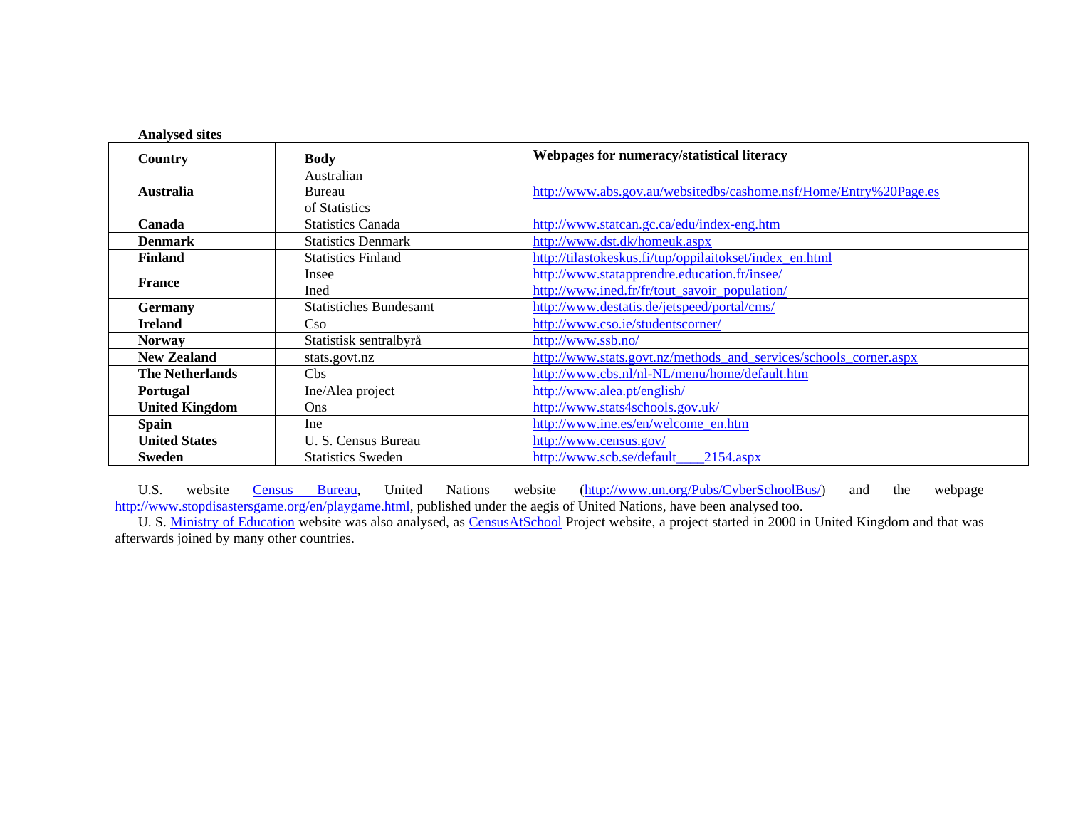**Analysed sites**

| Country | Body | Webpages for numeracy/statistical literacy |
|---|---|---|
| **Australia** | Australian Bureau of Statistics | http://www.abs.gov.au/websitedbs/cashome.nsf/Home/Entry%20Page.es |
| **Canada** | Statistics Canada | http://www.statcan.gc.ca/edu/index-eng.htm |
| **Denmark** | Statistics Denmark | http://www.dst.dk/homeuk.aspx |
| **Finland** | Statistics Finland | http://tilastokeskus.fi/tup/oppilaitokset/index_en.html |
| **France** | Insee<br>Ined | http://www.statapprendre.education.fr/insee/<br>http://www.ined.fr/fr/tout_savoir_population/ |
| **Germany** | Statistiches Bundesamt | http://www.destatis.de/jetspeed/portal/cms/ |
| **Ireland** | Cso | http://www.cso.ie/studentscorner/ |
| **Norway** | Statistisk sentralbyrå | http://www.ssb.no/ |
| **New Zealand** | stats.govt.nz | http://www.stats.govt.nz/methods_and_services/schools_corner.aspx |
| **The Netherlands** | Cbs | http://www.cbs.nl/nl-NL/menu/home/default.htm |
| **Portugal** | Ine/Alea project | http://www.alea.pt/english/ |
| **United Kingdom** | Ons | http://www.stats4schools.gov.uk/ |
| **Spain** | Ine | http://www.ine.es/en/welcome_en.htm |
| **United States** | U. S. Census Bureau | http://www.census.gov/ |
| **Sweden** | Statistics Sweden | http://www.scb.se/default____2154.aspx |

U.S. website Census Bureau, United Nations website (http://www.un.org/Pubs/CyberSchoolBus/) and the webpage http://www.stopdisastersgame.org/en/playgame.html, published under the aegis of United Nations, have been analysed too.

U. S. Ministry of Education website was also analysed, as CensusAtSchool Project website, a project started in 2000 in United Kingdom and that was afterwards joined by many other countries.